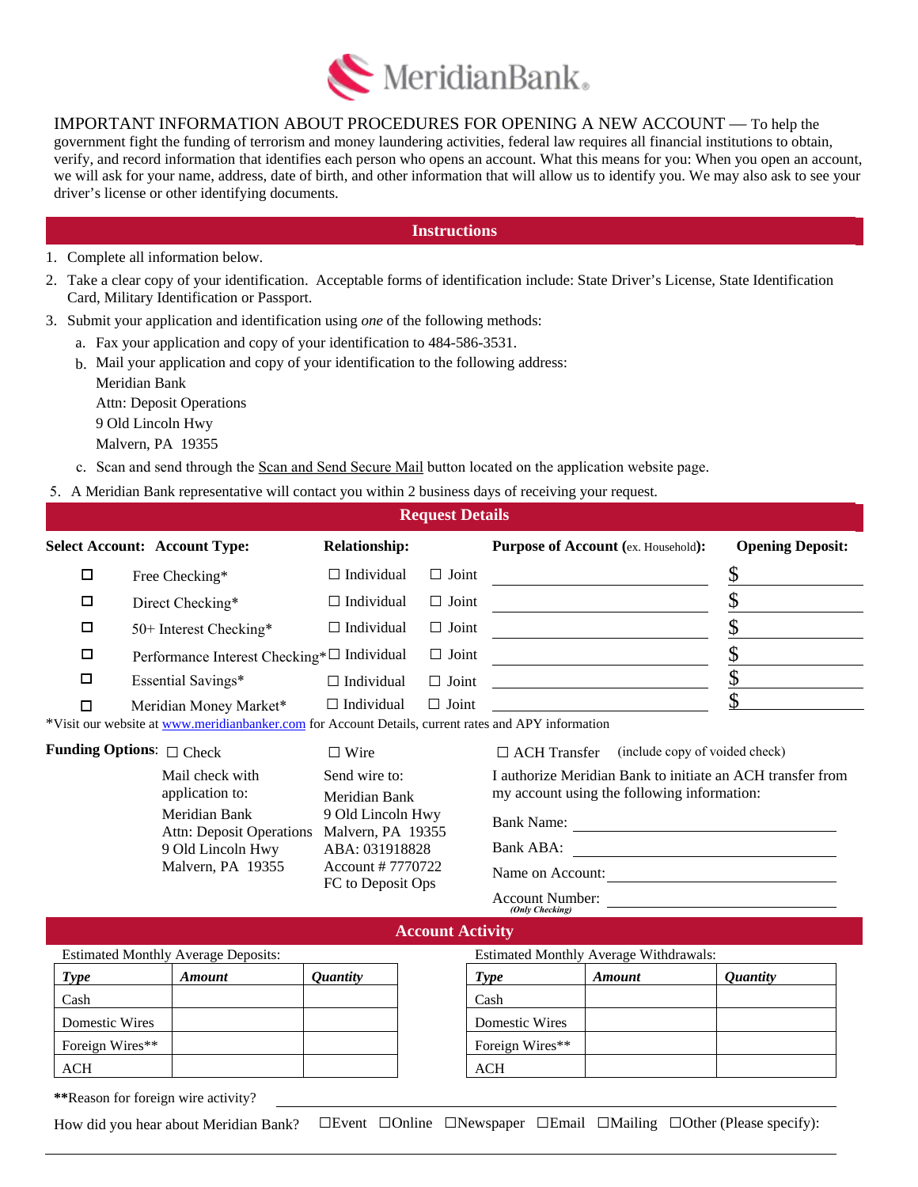# MeridianBank

IMPORTANT INFORMATION ABOUT PROCEDURES FOR OPENING A NEW ACCOUNT — To help the government fight the funding of terrorism and money laundering activities, federal law requires all financial institutions to obtain, verify, and record information that identifies each person who opens an account. What this means for you: When you open an account, we will ask for your name, address, date of birth, and other information that will allow us to identify you. We may also ask to see your driver's license or other identifying documents.

## Instructions

1. Complete all information below.
2. Take a clear copy of your identification. Acceptable forms of identification include: State Driver's License, State Identification Card, Military Identification or Passport.
3. Submit your application and identification using *one* of the following methods:
   a. Fax your application and copy of your identification to 484-586-3531.
   b. Mail your application and copy of your identification to the following address:
      Meridian Bank
      Attn: Deposit Operations
      9 Old Lincoln Hwy
      Malvern, PA 19355
   c. Scan and send through the Scan and Send Secure Mail button located on the application website page.
5. A Meridian Bank representative will contact you within 2 business days of receiving your request.

## Request Details

| Select Account: | Account Type: | Relationship: | | Purpose of Account (ex. Household): | Opening Deposit: |
|---|---|---|---|---|---|
| ☐ | Free Checking* | ☐ Individual | ☐ Joint | | $ |
| ☐ | Direct Checking* | ☐ Individual | ☐ Joint | | $ |
| ☐ | 50+ Interest Checking* | ☐ Individual | ☐ Joint | | $ |
| ☐ | Performance Interest Checking* | ☐ Individual | ☐ Joint | | $ |
| ☐ | Essential Savings* | ☐ Individual | ☐ Joint | | $ |
| ☐ | Meridian Money Market* | ☐ Individual | ☐ Joint | | $ |

*Visit our website at www.meridianbanker.com for Account Details, current rates and APY information

**Funding Options:**

☐ Check

Mail check with application to:
Meridian Bank
Attn: Deposit Operations
9 Old Lincoln Hwy
Malvern, PA 19355

☐ Wire

Send wire to:
Meridian Bank
9 Old Lincoln Hwy
Malvern, PA 19355
ABA: 031918828
Account # 7770722
FC to Deposit Ops

☐ ACH Transfer (include copy of voided check)

I authorize Meridian Bank to initiate an ACH transfer from my account using the following information:

Bank Name: ____________________

Bank ABA: ____________________

Name on Account: ____________________

Account Number: ____________________
*(Only Checking)*

## Account Activity

Estimated Monthly Average Deposits:

| *Type* | *Amount* | *Quantity* |
|---|---|---|
| Cash | | |
| Domestic Wires | | |
| Foreign Wires** | | |
| ACH | | |

Estimated Monthly Average Withdrawals:

| *Type* | *Amount* | *Quantity* |
|---|---|---|
| Cash | | |
| Domestic Wires | | |
| Foreign Wires** | | |
| ACH | | |

**Reason for foreign wire activity? ____________________

How did you hear about Meridian Bank? ☐Event ☐Online ☐Newspaper ☐Email ☐Mailing ☐Other (Please specify):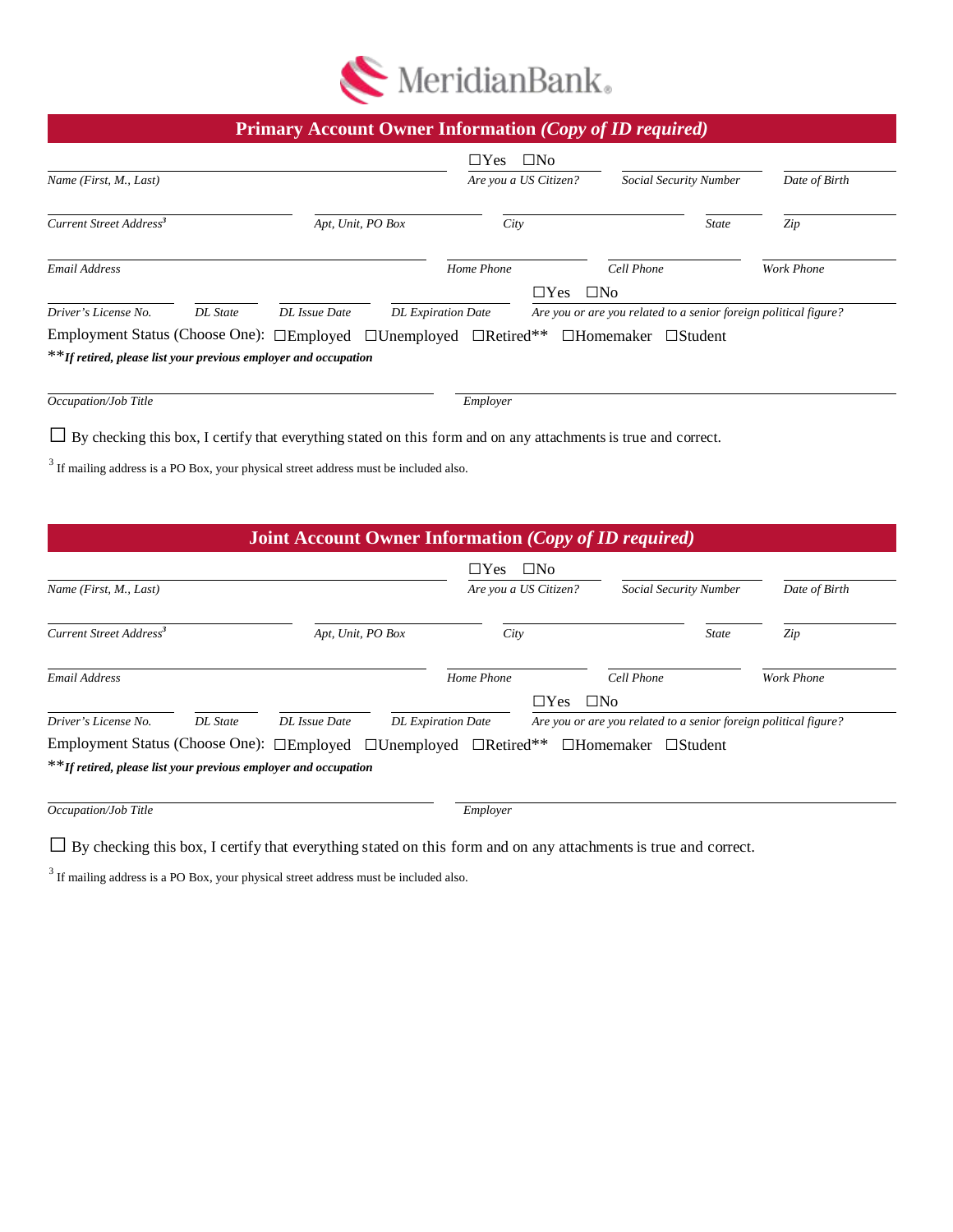MeridianBank.

## Primary Account Owner Information *(Copy of ID required)*

☐Yes ☐No

*Name (First, M., Last)* | *Are you a US Citizen?* | *Social Security Number* | *Date of Birth*

*Current Street Address[3]* | *Apt, Unit, PO Box* | *City* | *State* | *Zip*

*Email Address* | *Home Phone* | *Cell Phone* | *Work Phone*

☐Yes ☐No

*Driver's License No.* | *DL State* | *DL Issue Date* | *DL Expiration Date* | *Are you or are you related to a senior foreign political figure?*

Employment Status (Choose One): ☐Employed ☐Unemployed ☐Retired** ☐Homemaker ☐Student

***If retired, please list your previous employer and occupation*

*Occupation/Job Title* | *Employer*

☐ By checking this box, I certify that everything stated on this form and on any attachments is true and correct.

[3] If mailing address is a PO Box, your physical street address must be included also.

## Joint Account Owner Information *(Copy of ID required)*

☐Yes ☐No

*Name (First, M., Last)* | *Are you a US Citizen?* | *Social Security Number* | *Date of Birth*

*Current Street Address[3]* | *Apt, Unit, PO Box* | *City* | *State* | *Zip*

*Email Address* | *Home Phone* | *Cell Phone* | *Work Phone*

☐Yes ☐No

*Driver's License No.* | *DL State* | *DL Issue Date* | *DL Expiration Date* | *Are you or are you related to a senior foreign political figure?*

Employment Status (Choose One): ☐Employed ☐Unemployed ☐Retired** ☐Homemaker ☐Student

***If retired, please list your previous employer and occupation*

*Occupation/Job Title* | *Employer*

☐ By checking this box, I certify that everything stated on this form and on any attachments is true and correct.

[3] If mailing address is a PO Box, your physical street address must be included also.